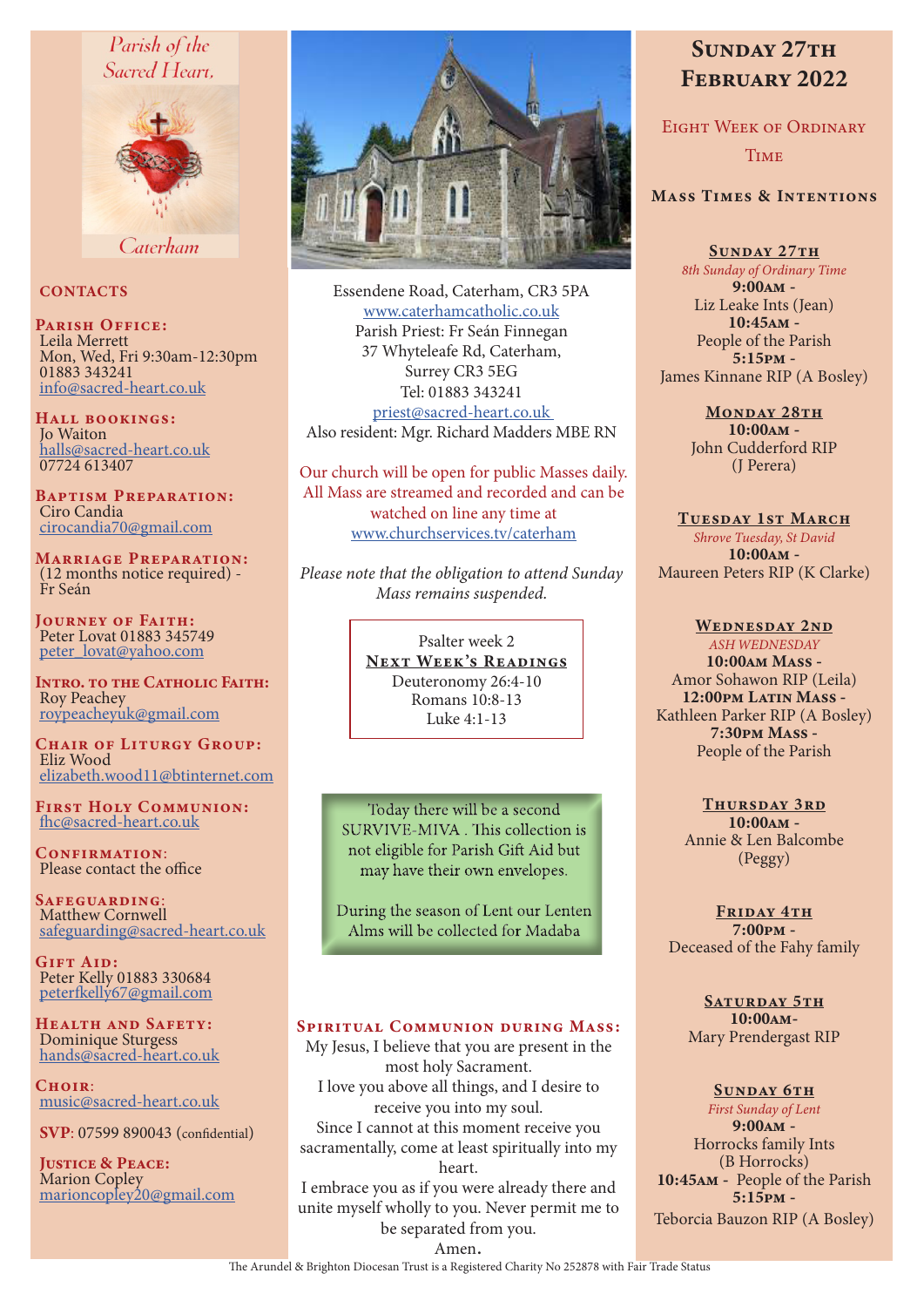Parish of the Sacred Heart, Caterham

## CONTACTS

**Parish Office:**
Leila Merrett
Mon, Wed, Fri 9:30am-12:30pm
01883 343241
info@sacred-heart.co.uk

**Hall bookings:**
Jo Waiton
halls@sacred-heart.co.uk
07724 613407

**Baptism Preparation:**
Ciro Candia
cirocandia70@gmail.com

**Marriage Preparation:**
(12 months notice required) - Fr Seán

**Journey of Faith:**
Peter Lovat 01883 345749
peter_lovat@yahoo.com

**Intro. to the Catholic Faith:**
Roy Peachey
roypeacheyuk@gmail.com

**Chair of Liturgy Group:**
Eliz Wood
elizabeth.wood11@btinternet.com

**First Holy Communion:**
fhc@sacred-heart.co.uk

**Confirmation:**
Please contact the office

**Safeguarding:**
Matthew Cornwell
safeguarding@sacred-heart.co.uk

**Gift Aid:**
Peter Kelly 01883 330684
peterfkelly67@gmail.com

**Health and Safety:**
Dominique Sturgess
hands@sacred-heart.co.uk

**Choir:**
music@sacred-heart.co.uk

**SVP:** 07599 890043 (confidential)

**Justice & Peace:**
Marion Copley
marioncopley20@gmail.com

Essendene Road, Caterham, CR3 5PA
www.caterhamcatholic.co.uk
Parish Priest: Fr Seán Finnegan
37 Whyteleafe Rd, Caterham,
Surrey CR3 5EG
Tel: 01883 343241
priest@sacred-heart.co.uk
Also resident: Mgr. Richard Madders MBE RN

Our church will be open for public Masses daily. All Mass are streamed and recorded and can be watched on line any time at www.churchservices.tv/caterham

*Please note that the obligation to attend Sunday Mass remains suspended.*

Psalter week 2

**Next Week's Readings**
Deuteronomy 26:4-10
Romans 10:8-13
Luke 4:1-13

Today there will be a second SURVIVE-MIVA . This collection is not eligible for Parish Gift Aid but may have their own envelopes.

During the season of Lent our Lenten Alms will be collected for Madaba

### Spiritual Communion during Mass:

My Jesus, I believe that you are present in the most holy Sacrament.
I love you above all things, and I desire to receive you into my soul.
Since I cannot at this moment receive you sacramentally, come at least spiritually into my heart.
I embrace you as if you were already there and unite myself wholly to you. Never permit me to be separated from you.
Amen.

# Sunday 27th February 2022

## Eight Week of Ordinary Time

### Mass Times & Intentions

**Sunday 27th**
*8th Sunday of Ordinary Time*
**9:00am** -
Liz Leake Ints (Jean)
**10:45am** -
People of the Parish
**5:15pm** -
James Kinnane RIP (A Bosley)

**Monday 28th**
**10:00am** -
John Cudderford RIP
(J Perera)

**Tuesday 1st March**
*Shrove Tuesday, St David*
**10:00am** -
Maureen Peters RIP (K Clarke)

**Wednesday 2nd**
*ASH WEDNESDAY*
**10:00am Mass** -
Amor Sohawon RIP (Leila)
**12:00pm Latin Mass** -
Kathleen Parker RIP (A Bosley)
**7:30pm Mass** -
People of the Parish

**Thursday 3rd**
**10:00am** -
Annie & Len Balcombe
(Peggy)

**Friday 4th**
**7:00pm** -
Deceased of the Fahy family

**Saturday 5th**
**10:00am**-
Mary Prendergast RIP

**Sunday 6th**
*First Sunday of Lent*
**9:00am** -
Horrocks family Ints
(B Horrocks)
**10:45am** - People of the Parish
**5:15pm** -
Teborcia Bauzon RIP (A Bosley)

The Arundel & Brighton Diocesan Trust is a Registered Charity No 252878 with Fair Trade Status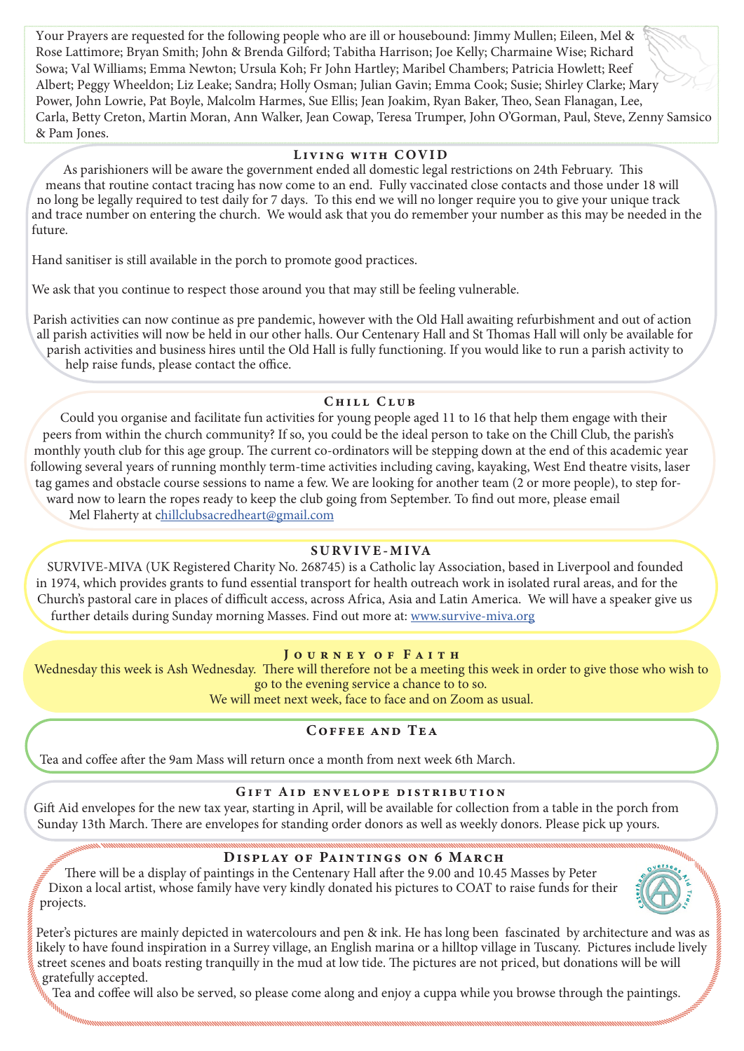Your Prayers are requested for the following people who are ill or housebound: Jimmy Mullen; Eileen, Mel & Rose Lattimore; Bryan Smith; John & Brenda Gilford; Tabitha Harrison; Joe Kelly; Charmaine Wise; Richard Sowa; Val Williams; Emma Newton; Ursula Koh; Fr John Hartley; Maribel Chambers; Patricia Howlett; Reef Albert; Peggy Wheeldon; Liz Leake; Sandra; Holly Osman; Julian Gavin; Emma Cook; Susie; Shirley Clarke; Mary Power, John Lowrie, Pat Boyle, Malcolm Harmes, Sue Ellis; Jean Joakim, Ryan Baker, Theo, Sean Flanagan, Lee, Carla, Betty Creton, Martin Moran, Ann Walker, Jean Cowap, Teresa Trumper, John O'Gorman, Paul, Steve, Zenny Samsico & Pam Jones.

## Living with COVID

As parishioners will be aware the government ended all domestic legal restrictions on 24th February. This means that routine contact tracing has now come to an end. Fully vaccinated close contacts and those under 18 will no long be legally required to test daily for 7 days. To this end we will no longer require you to give your unique track and trace number on entering the church. We would ask that you do remember your number as this may be needed in the future.

Hand sanitiser is still available in the porch to promote good practices.

We ask that you continue to respect those around you that may still be feeling vulnerable.

Parish activities can now continue as pre pandemic, however with the Old Hall awaiting refurbishment and out of action all parish activities will now be held in our other halls. Our Centenary Hall and St Thomas Hall will only be available for parish activities and business hires until the Old Hall is fully functioning. If you would like to run a parish activity to help raise funds, please contact the office.

## Chill Club

Could you organise and facilitate fun activities for young people aged 11 to 16 that help them engage with their peers from within the church community? If so, you could be the ideal person to take on the Chill Club, the parish's monthly youth club for this age group. The current co-ordinators will be stepping down at the end of this academic year following several years of running monthly term-time activities including caving, kayaking, West End theatre visits, laser tag games and obstacle course sessions to name a few. We are looking for another team (2 or more people), to step forward now to learn the ropes ready to keep the club going from September. To find out more, please email Mel Flaherty at chillclubsacredheart@gmail.com

## SURVIVE-MIVA

SURVIVE-MIVA (UK Registered Charity No. 268745) is a Catholic lay Association, based in Liverpool and founded in 1974, which provides grants to fund essential transport for health outreach work in isolated rural areas, and for the Church's pastoral care in places of difficult access, across Africa, Asia and Latin America. We will have a speaker give us further details during Sunday morning Masses. Find out more at: www.survive-miva.org

## Journey of Faith

Wednesday this week is Ash Wednesday. There will therefore not be a meeting this week in order to give those who wish to go to the evening service a chance to to so.

We will meet next week, face to face and on Zoom as usual.

## Coffee and Tea

Tea and coffee after the 9am Mass will return once a month from next week 6th March.

## Gift Aid envelope distribution

Gift Aid envelopes for the new tax year, starting in April, will be available for collection from a table in the porch from Sunday 13th March. There are envelopes for standing order donors as well as weekly donors. Please pick up yours.

## Display of Paintings on 6 March

There will be a display of paintings in the Centenary Hall after the 9.00 and 10.45 Masses by Peter Dixon a local artist, whose family have very kindly donated his pictures to COAT to raise funds for their projects.

Peter's pictures are mainly depicted in watercolours and pen & ink. He has long been fascinated by architecture and was as likely to have found inspiration in a Surrey village, an English marina or a hilltop village in Tuscany. Pictures include lively street scenes and boats resting tranquilly in the mud at low tide. The pictures are not priced, but donations will be will gratefully accepted.

Tea and coffee will also be served, so please come along and enjoy a cuppa while you browse through the paintings.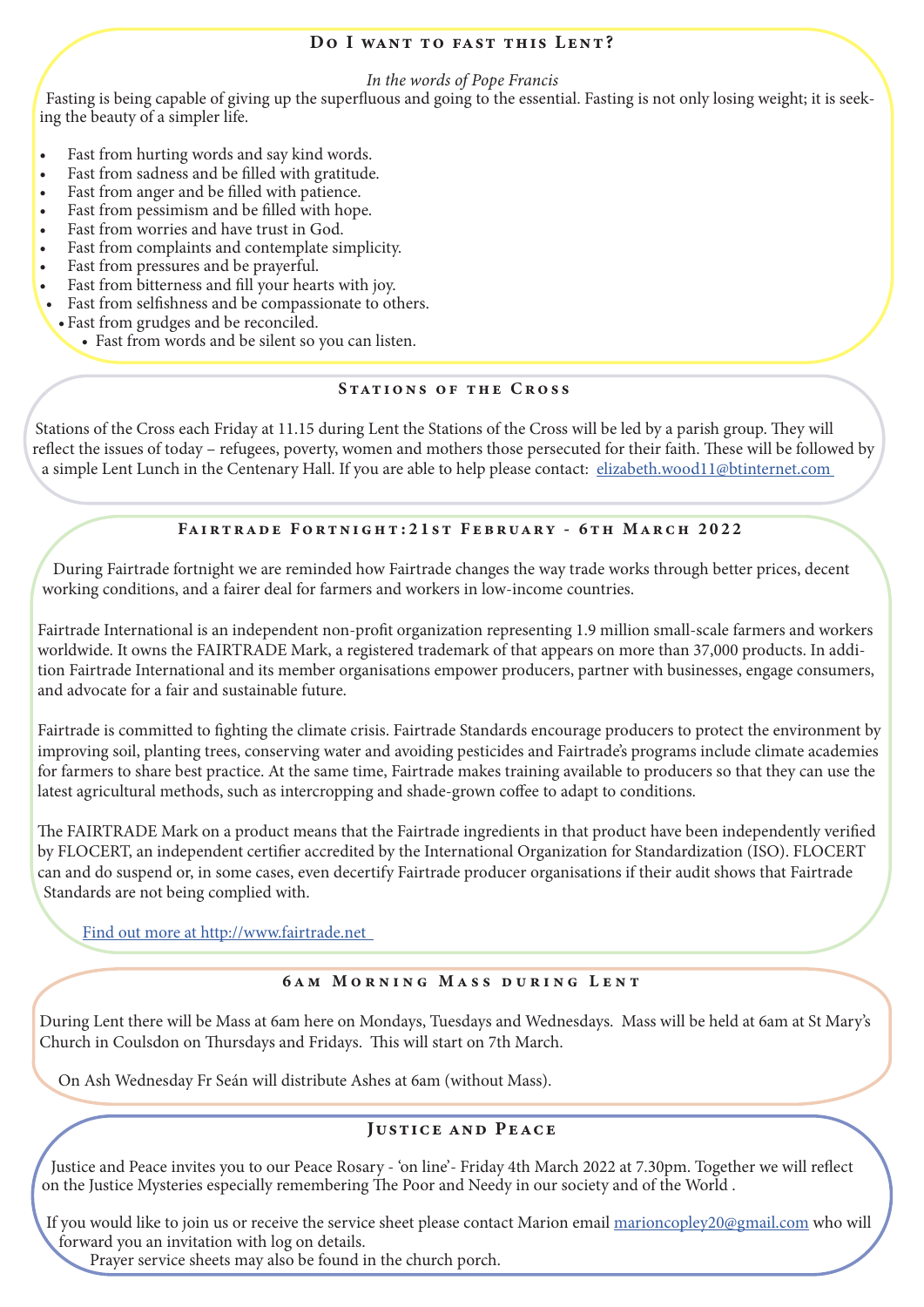## Do I want to fast this Lent?

*In the words of Pope Francis*

Fasting is being capable of giving up the superfluous and going to the essential. Fasting is not only losing weight; it is seeking the beauty of a simpler life.

- Fast from hurting words and say kind words.
- Fast from sadness and be filled with gratitude.
- Fast from anger and be filled with patience.
- Fast from pessimism and be filled with hope.
- Fast from worries and have trust in God.
- Fast from complaints and contemplate simplicity.
- Fast from pressures and be prayerful.
- Fast from bitterness and fill your hearts with joy.
- Fast from selfishness and be compassionate to others.
- Fast from grudges and be reconciled.
- Fast from words and be silent so you can listen.

## Stations of the Cross

Stations of the Cross each Friday at 11.15 during Lent the Stations of the Cross will be led by a parish group. They will reflect the issues of today – refugees, poverty, women and mothers those persecuted for their faith. These will be followed by a simple Lent Lunch in the Centenary Hall. If you are able to help please contact: elizabeth.wood11@btinternet.com

## Fairtrade Fortnight:21st February - 6th March 2022

During Fairtrade fortnight we are reminded how Fairtrade changes the way trade works through better prices, decent working conditions, and a fairer deal for farmers and workers in low-income countries.

Fairtrade International is an independent non-profit organization representing 1.9 million small-scale farmers and workers worldwide. It owns the FAIRTRADE Mark, a registered trademark of that appears on more than 37,000 products. In addition Fairtrade International and its member organisations empower producers, partner with businesses, engage consumers, and advocate for a fair and sustainable future.

Fairtrade is committed to fighting the climate crisis. Fairtrade Standards encourage producers to protect the environment by improving soil, planting trees, conserving water and avoiding pesticides and Fairtrade's programs include climate academies for farmers to share best practice. At the same time, Fairtrade makes training available to producers so that they can use the latest agricultural methods, such as intercropping and shade-grown coffee to adapt to conditions.

The FAIRTRADE Mark on a product means that the Fairtrade ingredients in that product have been independently verified by FLOCERT, an independent certifier accredited by the International Organization for Standardization (ISO). FLOCERT can and do suspend or, in some cases, even decertify Fairtrade producer organisations if their audit shows that Fairtrade Standards are not being complied with.

Find out more at http://www.fairtrade.net

## 6am Morning Mass during Lent

During Lent there will be Mass at 6am here on Mondays, Tuesdays and Wednesdays. Mass will be held at 6am at St Mary's Church in Coulsdon on Thursdays and Fridays. This will start on 7th March.

On Ash Wednesday Fr Seán will distribute Ashes at 6am (without Mass).

## Justice and Peace

Justice and Peace invites you to our Peace Rosary - 'on line'- Friday 4th March 2022 at 7.30pm. Together we will reflect on the Justice Mysteries especially remembering The Poor and Needy in our society and of the World .

If you would like to join us or receive the service sheet please contact Marion email marioncopley20@gmail.com who will forward you an invitation with log on details.

Prayer service sheets may also be found in the church porch.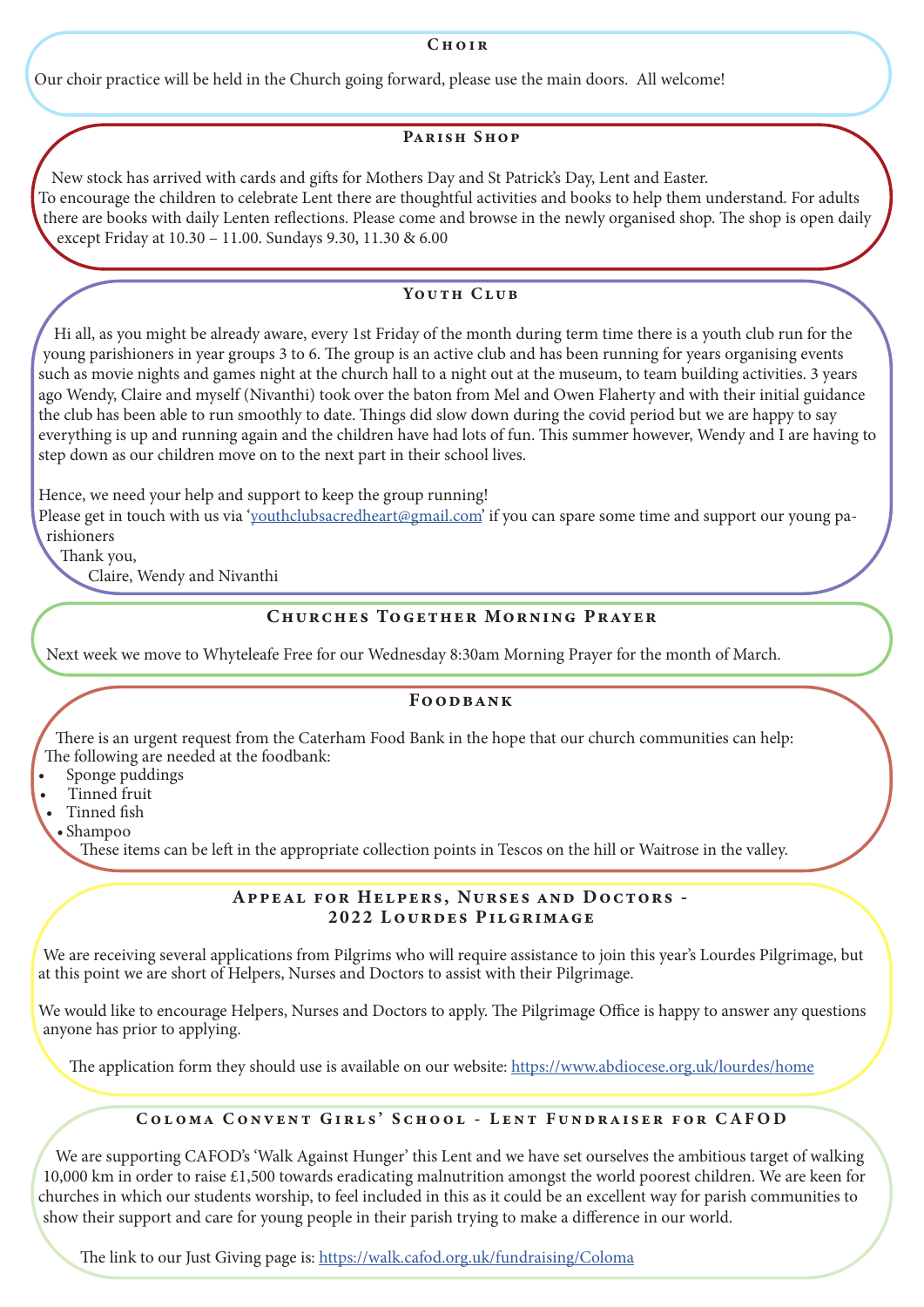## Choir

Our choir practice will be held in the Church going forward, please use the main doors. All welcome!

## Parish Shop

New stock has arrived with cards and gifts for Mothers Day and St Patrick's Day, Lent and Easter. To encourage the children to celebrate Lent there are thoughtful activities and books to help them understand. For adults there are books with daily Lenten reflections. Please come and browse in the newly organised shop. The shop is open daily except Friday at 10.30 – 11.00. Sundays 9.30, 11.30 & 6.00

## Youth Club

Hi all, as you might be already aware, every 1st Friday of the month during term time there is a youth club run for the young parishioners in year groups 3 to 6. The group is an active club and has been running for years organising events such as movie nights and games night at the church hall to a night out at the museum, to team building activities. 3 years ago Wendy, Claire and myself (Nivanthi) took over the baton from Mel and Owen Flaherty and with their initial guidance the club has been able to run smoothly to date. Things did slow down during the covid period but we are happy to say everything is up and running again and the children have had lots of fun. This summer however, Wendy and I are having to step down as our children move on to the next part in their school lives.

Hence, we need your help and support to keep the group running!
Please get in touch with us via '[youthclubsacredheart@gmail.com](mailto:youthclubsacredheart@gmail.com)' if you can spare some time and support our young parishioners

Thank you,
Claire, Wendy and Nivanthi

## Churches Together Morning Prayer

Next week we move to Whyteleafe Free for our Wednesday 8:30am Morning Prayer for the month of March.

## Foodbank

There is an urgent request from the Caterham Food Bank in the hope that our church communities can help:
The following are needed at the foodbank:

- Sponge puddings
- Tinned fruit
- Tinned fish
- Shampoo

These items can be left in the appropriate collection points in Tescos on the hill or Waitrose in the valley.

## Appeal for Helpers, Nurses and Doctors - 2022 Lourdes Pilgrimage

We are receiving several applications from Pilgrims who will require assistance to join this year's Lourdes Pilgrimage, but at this point we are short of Helpers, Nurses and Doctors to assist with their Pilgrimage.

We would like to encourage Helpers, Nurses and Doctors to apply. The Pilgrimage Office is happy to answer any questions anyone has prior to applying.

The application form they should use is available on our website: [https://www.abdiocese.org.uk/lourdes/home](https://www.abdiocese.org.uk/lourdes/home)

## Coloma Convent Girls' School - Lent Fundraiser for CAFOD

We are supporting CAFOD's 'Walk Against Hunger' this Lent and we have set ourselves the ambitious target of walking 10,000 km in order to raise £1,500 towards eradicating malnutrition amongst the world poorest children. We are keen for churches in which our students worship, to feel included in this as it could be an excellent way for parish communities to show their support and care for young people in their parish trying to make a difference in our world.

The link to our Just Giving page is: [https://walk.cafod.org.uk/fundraising/Coloma](https://walk.cafod.org.uk/fundraising/Coloma)